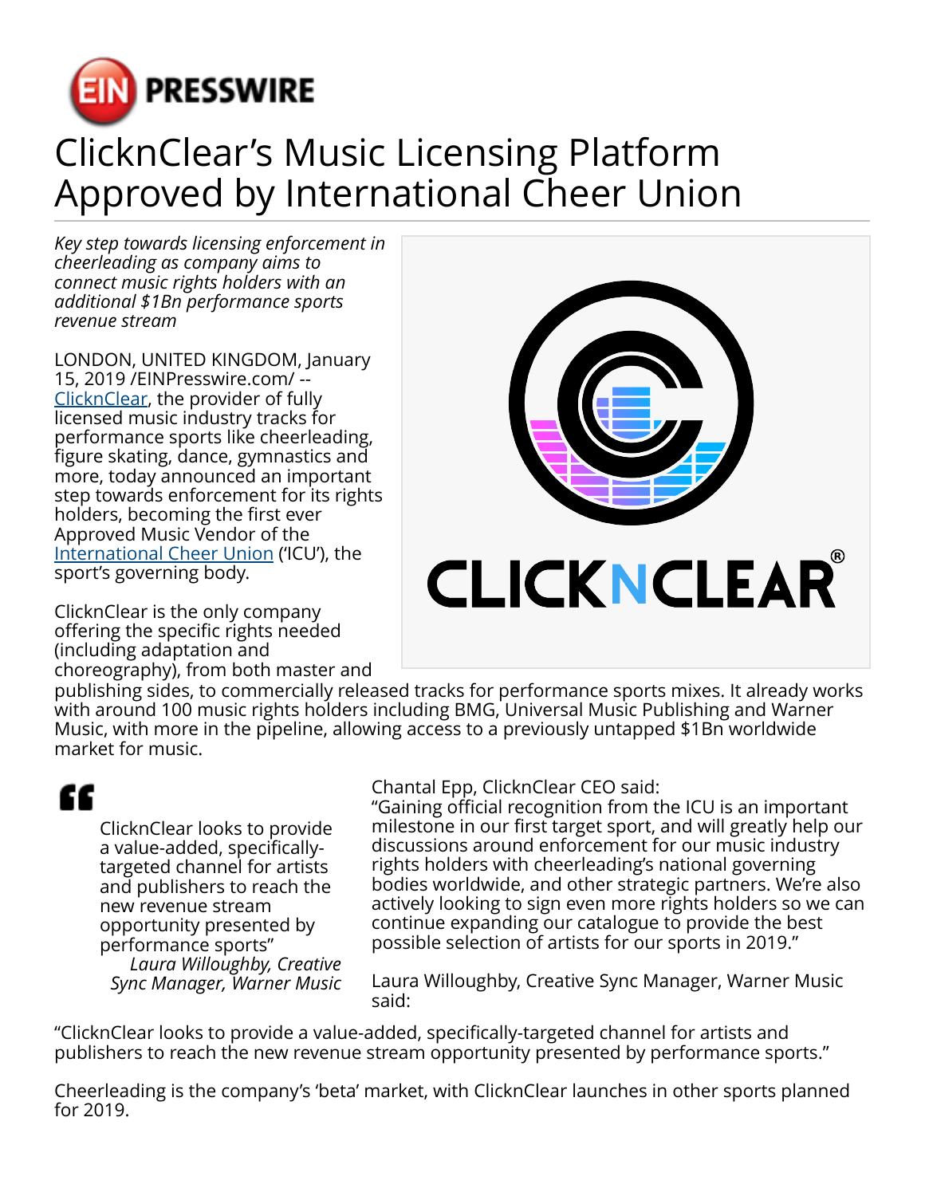# ClicknClear's Music Licensing Platform Approved by International Cheer Union

*Key step towards licensing enforcement in cheerleading as company aims to connect music rights holders with an additional $1Bn performance sports revenue stream*

LONDON, UNITED KINGDOM, January 15, 2019 /EINPresswire.com/ -- ClicknClear, the provider of fully licensed music industry tracks for performance sports like cheerleading, figure skating, dance, gymnastics and more, today announced an important step towards enforcement for its rights holders, becoming the first ever Approved Music Vendor of the International Cheer Union ('ICU'), the sport's governing body.

ClicknClear is the only company offering the specific rights needed (including adaptation and choreography), from both master and publishing sides, to commercially released tracks for performance sports mixes. It already works with around 100 music rights holders including BMG, Universal Music Publishing and Warner Music, with more in the pipeline, allowing access to a previously untapped $1Bn worldwide market for music.

> ClicknClear looks to provide a value-added, specifically-targeted channel for artists and publishers to reach the new revenue stream opportunity presented by performance sports"
>
> *Laura Willoughby, Creative Sync Manager, Warner Music*

Chantal Epp, ClicknClear CEO said:
"Gaining official recognition from the ICU is an important milestone in our first target sport, and will greatly help our discussions around enforcement for our music industry rights holders with cheerleading's national governing bodies worldwide, and other strategic partners. We're also actively looking to sign even more rights holders so we can continue expanding our catalogue to provide the best possible selection of artists for our sports in 2019."

Laura Willoughby, Creative Sync Manager, Warner Music said:

"ClicknClear looks to provide a value-added, specifically-targeted channel for artists and publishers to reach the new revenue stream opportunity presented by performance sports."

Cheerleading is the company's 'beta' market, with ClicknClear launches in other sports planned for 2019.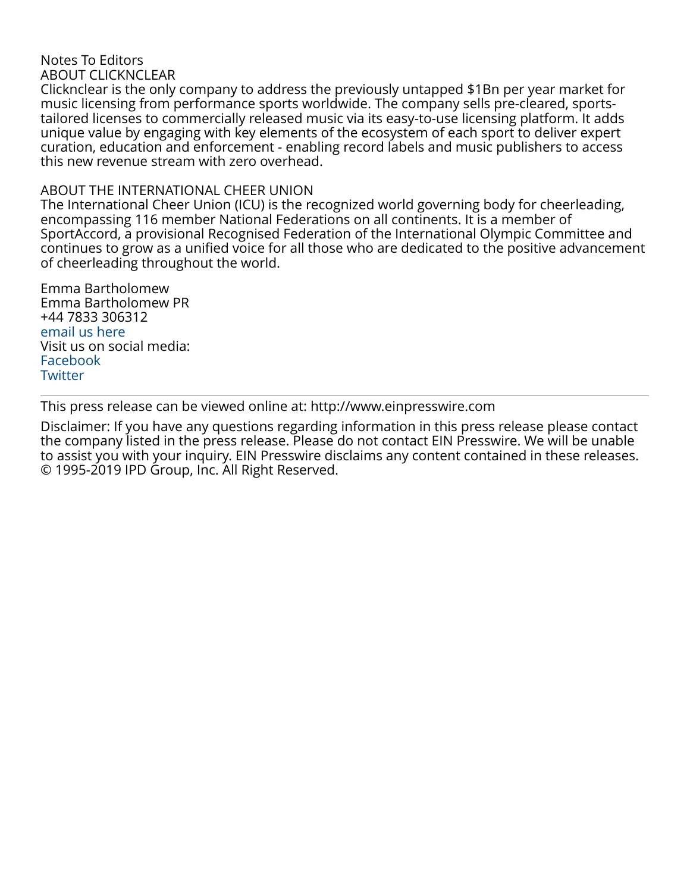Notes To Editors

ABOUT CLICKNCLEAR

Clicknclear is the only company to address the previously untapped $1Bn per year market for music licensing from performance sports worldwide. The company sells pre-cleared, sports-tailored licenses to commercially released music via its easy-to-use licensing platform. It adds unique value by engaging with key elements of the ecosystem of each sport to deliver expert curation, education and enforcement - enabling record labels and music publishers to access this new revenue stream with zero overhead.

ABOUT THE INTERNATIONAL CHEER UNION

The International Cheer Union (ICU) is the recognized world governing body for cheerleading, encompassing 116 member National Federations on all continents. It is a member of SportAccord, a provisional Recognised Federation of the International Olympic Committee and continues to grow as a unified voice for all those who are dedicated to the positive advancement of cheerleading throughout the world.

Emma Bartholomew
Emma Bartholomew PR
+44 7833 306312
email us here
Visit us on social media:
Facebook
Twitter

---

This press release can be viewed online at: http://www.einpresswire.com

Disclaimer: If you have any questions regarding information in this press release please contact the company listed in the press release. Please do not contact EIN Presswire. We will be unable to assist you with your inquiry. EIN Presswire disclaims any content contained in these releases. © 1995-2019 IPD Group, Inc. All Right Reserved.